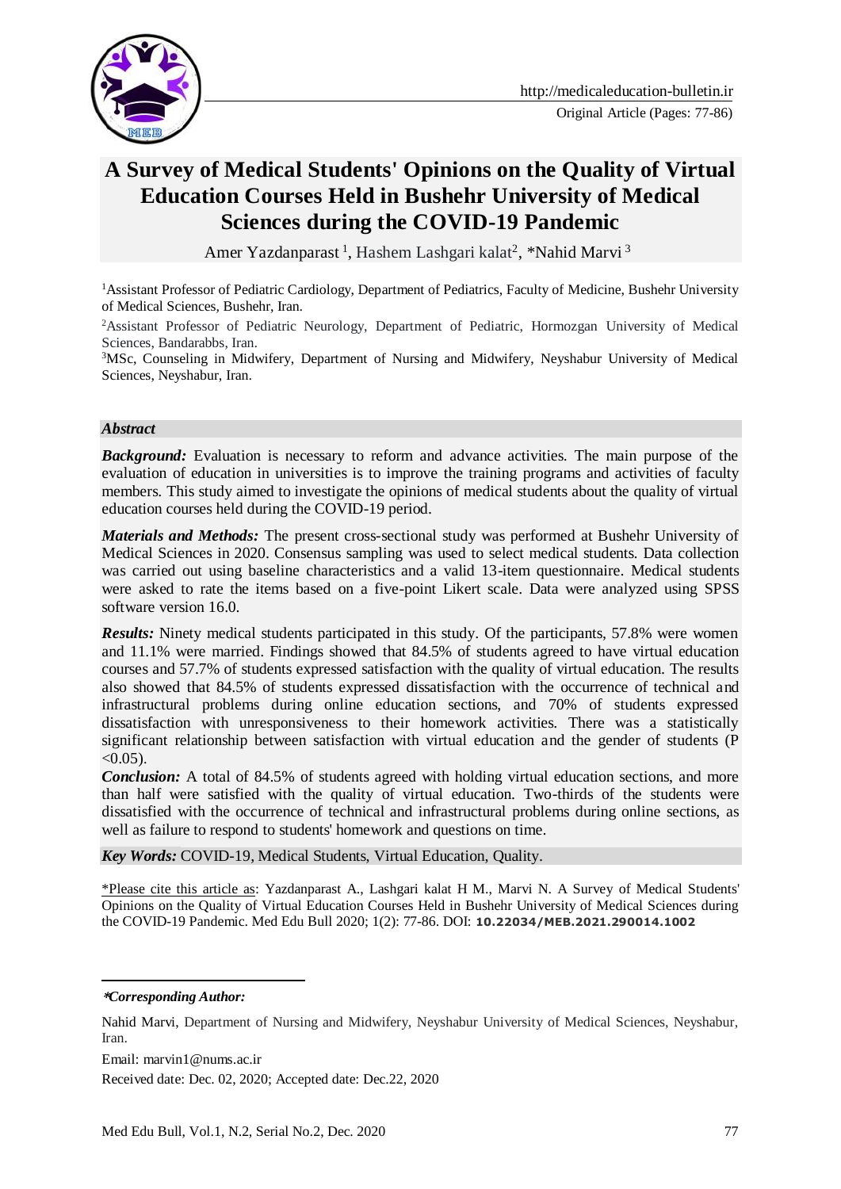Original Article (Pages: 77-86)

# A Survey of Medical Students' Opinions on the Quality of Virtual Education Courses Held in Bushehr University of Medical Sciences during the COVID-19 Pandemic

Amer Yazdanparast [1], Hashem Lashgari kalat[2], *Nahid Marvi [3]

[1]Assistant Professor of Pediatric Cardiology, Department of Pediatrics, Faculty of Medicine, Bushehr University of Medical Sciences, Bushehr, Iran.

[2]Assistant Professor of Pediatric Neurology, Department of Pediatric, Hormozgan University of Medical Sciences, Bandarabbs, Iran.

[3]MSc, Counseling in Midwifery, Department of Nursing and Midwifery, Neyshabur University of Medical Sciences, Neyshabur, Iran.

### *Abstract*

***Background:*** Evaluation is necessary to reform and advance activities. The main purpose of the evaluation of education in universities is to improve the training programs and activities of faculty members. This study aimed to investigate the opinions of medical students about the quality of virtual education courses held during the COVID-19 period.

***Materials and Methods:*** The present cross-sectional study was performed at Bushehr University of Medical Sciences in 2020. Consensus sampling was used to select medical students. Data collection was carried out using baseline characteristics and a valid 13-item questionnaire. Medical students were asked to rate the items based on a five-point Likert scale. Data were analyzed using SPSS software version 16.0.

***Results:*** Ninety medical students participated in this study. Of the participants, 57.8% were women and 11.1% were married. Findings showed that 84.5% of students agreed to have virtual education courses and 57.7% of students expressed satisfaction with the quality of virtual education. The results also showed that 84.5% of students expressed dissatisfaction with the occurrence of technical and infrastructural problems during online education sections, and 70% of students expressed dissatisfaction with unresponsiveness to their homework activities. There was a statistically significant relationship between satisfaction with virtual education and the gender of students ($P < 0.05$).

***Conclusion:*** A total of 84.5% of students agreed with holding virtual education sections, and more than half were satisfied with the quality of virtual education. Two-thirds of the students were dissatisfied with the occurrence of technical and infrastructural problems during online sections, as well as failure to respond to students' homework and questions on time.

***Key Words:*** COVID-19, Medical Students, Virtual Education, Quality.

\*Please cite this article as: Yazdanparast A., Lashgari kalat H M., Marvi N. A Survey of Medical Students' Opinions on the Quality of Virtual Education Courses Held in Bushehr University of Medical Sciences during the COVID-19 Pandemic. Med Edu Bull 2020; 1(2): 77-86. DOI: **10.22034/MEB.2021.290014.1002**

***\*Corresponding Author:***

Nahid Marvi, Department of Nursing and Midwifery, Neyshabur University of Medical Sciences, Neyshabur, Iran.

Email: marvin1@nums.ac.ir

Received date: Dec. 02, 2020; Accepted date: Dec.22, 2020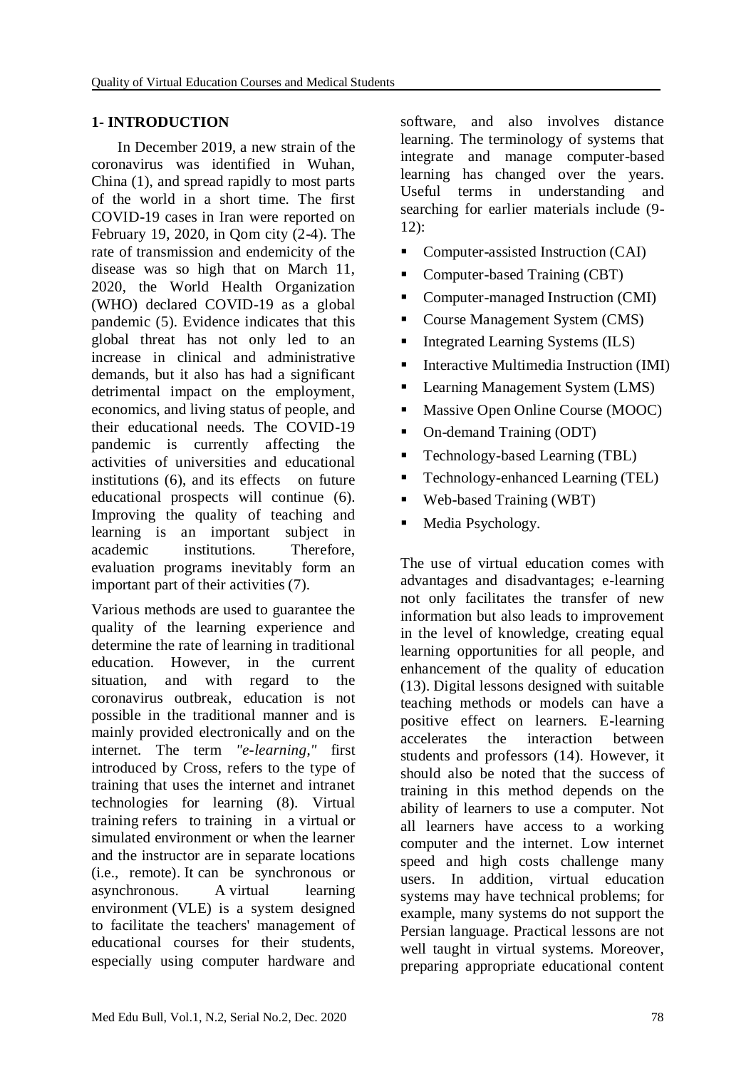## 1- INTRODUCTION

In December 2019, a new strain of the coronavirus was identified in Wuhan, China (1), and spread rapidly to most parts of the world in a short time. The first COVID-19 cases in Iran were reported on February 19, 2020, in Qom city (2-4). The rate of transmission and endemicity of the disease was so high that on March 11, 2020, the World Health Organization (WHO) declared COVID-19 as a global pandemic (5). Evidence indicates that this global threat has not only led to an increase in clinical and administrative demands, but it also has had a significant detrimental impact on the employment, economics, and living status of people, and their educational needs. The COVID-19 pandemic is currently affecting the activities of universities and educational institutions (6), and its effects on future educational prospects will continue (6). Improving the quality of teaching and learning is an important subject in academic institutions. Therefore, evaluation programs inevitably form an important part of their activities (7).

Various methods are used to guarantee the quality of the learning experience and determine the rate of learning in traditional education. However, in the current situation, and with regard to the coronavirus outbreak, education is not possible in the traditional manner and is mainly provided electronically and on the internet. The term *"e-learning,"* first introduced by Cross, refers to the type of training that uses the internet and intranet technologies for learning (8). Virtual training refers to training in a virtual or simulated environment or when the learner and the instructor are in separate locations (i.e., remote). It can be synchronous or asynchronous. A virtual learning environment (VLE) is a system designed to facilitate the teachers' management of educational courses for their students, especially using computer hardware and software, and also involves distance learning. The terminology of systems that integrate and manage computer-based learning has changed over the years. Useful terms in understanding and searching for earlier materials include (9-12):

- Computer-assisted Instruction (CAI)
- Computer-based Training (CBT)
- Computer-managed Instruction (CMI)
- Course Management System (CMS)
- Integrated Learning Systems (ILS)
- Interactive Multimedia Instruction (IMI)
- Learning Management System (LMS)
- Massive Open Online Course (MOOC)
- On-demand Training (ODT)
- Technology-based Learning (TBL)
- Technology-enhanced Learning (TEL)
- Web-based Training (WBT)
- Media Psychology.

The use of virtual education comes with advantages and disadvantages; e-learning not only facilitates the transfer of new information but also leads to improvement in the level of knowledge, creating equal learning opportunities for all people, and enhancement of the quality of education (13). Digital lessons designed with suitable teaching methods or models can have a positive effect on learners. E-learning accelerates the interaction between students and professors (14). However, it should also be noted that the success of training in this method depends on the ability of learners to use a computer. Not all learners have access to a working computer and the internet. Low internet speed and high costs challenge many users. In addition, virtual education systems may have technical problems; for example, many systems do not support the Persian language. Practical lessons are not well taught in virtual systems. Moreover, preparing appropriate educational content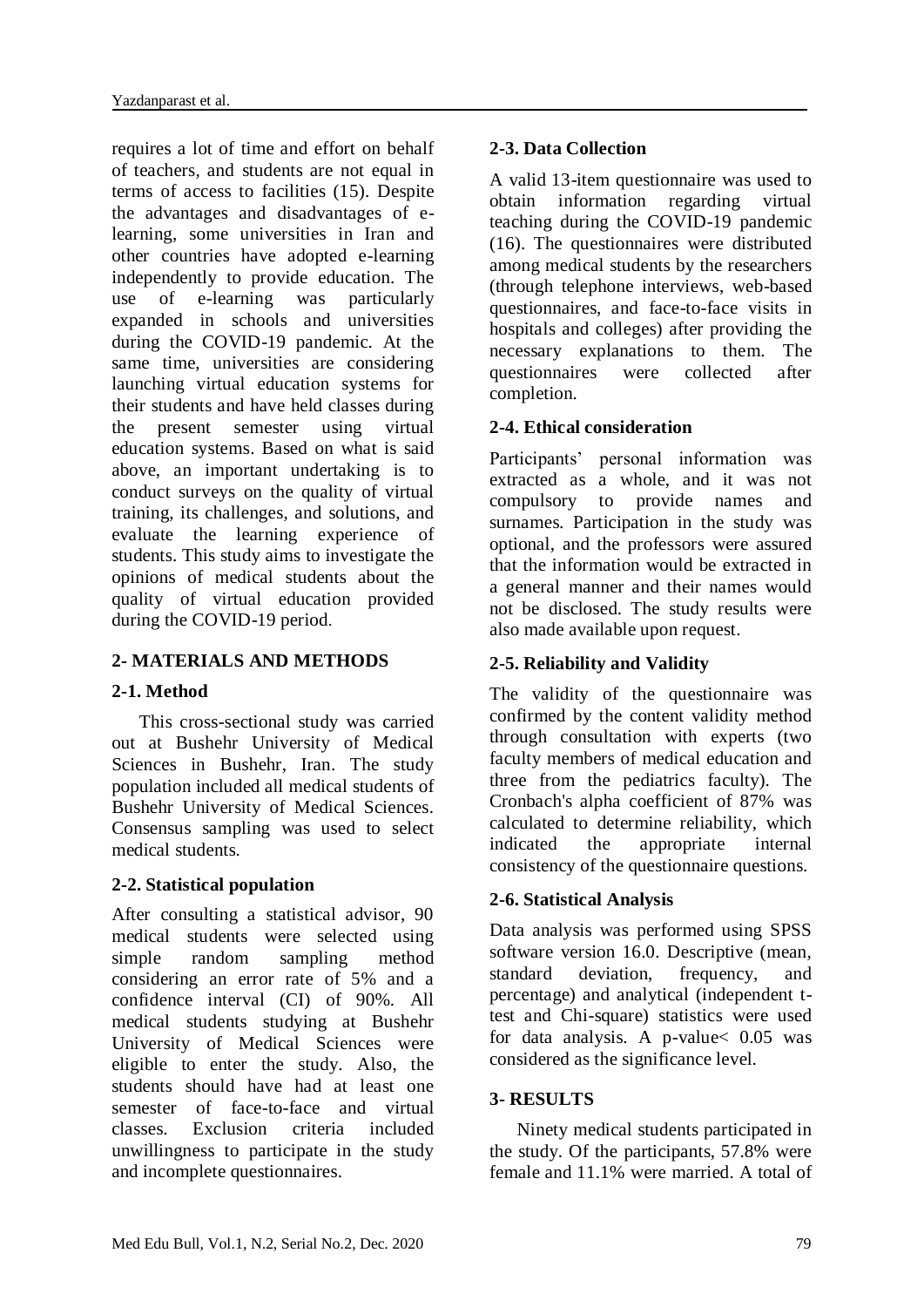requires a lot of time and effort on behalf of teachers, and students are not equal in terms of access to facilities (15). Despite the advantages and disadvantages of e-learning, some universities in Iran and other countries have adopted e-learning independently to provide education. The use of e-learning was particularly expanded in schools and universities during the COVID-19 pandemic. At the same time, universities are considering launching virtual education systems for their students and have held classes during the present semester using virtual education systems. Based on what is said above, an important undertaking is to conduct surveys on the quality of virtual training, its challenges, and solutions, and evaluate the learning experience of students. This study aims to investigate the opinions of medical students about the quality of virtual education provided during the COVID-19 period.

## 2- MATERIALS AND METHODS

### 2-1. Method

This cross-sectional study was carried out at Bushehr University of Medical Sciences in Bushehr, Iran. The study population included all medical students of Bushehr University of Medical Sciences. Consensus sampling was used to select medical students.

### 2-2. Statistical population

After consulting a statistical advisor, 90 medical students were selected using simple random sampling method considering an error rate of 5% and a confidence interval (CI) of 90%. All medical students studying at Bushehr University of Medical Sciences were eligible to enter the study. Also, the students should have had at least one semester of face-to-face and virtual classes. Exclusion criteria included unwillingness to participate in the study and incomplete questionnaires.

### 2-3. Data Collection

A valid 13-item questionnaire was used to obtain information regarding virtual teaching during the COVID-19 pandemic (16). The questionnaires were distributed among medical students by the researchers (through telephone interviews, web-based questionnaires, and face-to-face visits in hospitals and colleges) after providing the necessary explanations to them. The questionnaires were collected after completion.

### 2-4. Ethical consideration

Participants' personal information was extracted as a whole, and it was not compulsory to provide names and surnames. Participation in the study was optional, and the professors were assured that the information would be extracted in a general manner and their names would not be disclosed. The study results were also made available upon request.

### 2-5. Reliability and Validity

The validity of the questionnaire was confirmed by the content validity method through consultation with experts (two faculty members of medical education and three from the pediatrics faculty). The Cronbach's alpha coefficient of 87% was calculated to determine reliability, which indicated the appropriate internal consistency of the questionnaire questions.

### 2-6. Statistical Analysis

Data analysis was performed using SPSS software version 16.0. Descriptive (mean, standard deviation, frequency, and percentage) and analytical (independent t-test and Chi-square) statistics were used for data analysis. A p-value $< 0.05$ was considered as the significance level.

## 3- RESULTS

Ninety medical students participated in the study. Of the participants, 57.8% were female and 11.1% were married. A total of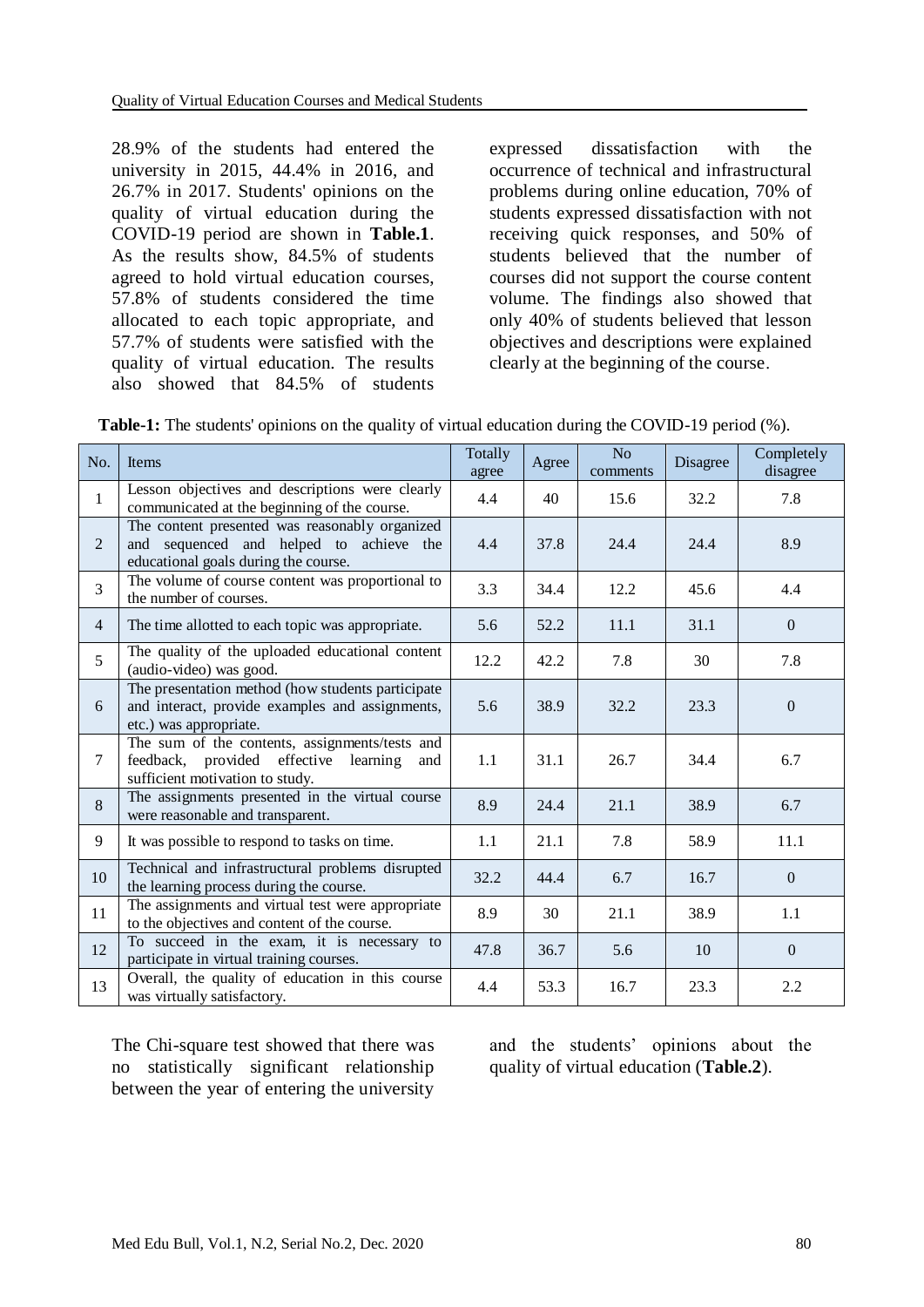28.9% of the students had entered the university in 2015, 44.4% in 2016, and 26.7% in 2017. Students' opinions on the quality of virtual education during the COVID-19 period are shown in **Table.1**. As the results show, 84.5% of students agreed to hold virtual education courses, 57.8% of students considered the time allocated to each topic appropriate, and 57.7% of students were satisfied with the quality of virtual education. The results also showed that 84.5% of students expressed dissatisfaction with the occurrence of technical and infrastructural problems during online education, 70% of students expressed dissatisfaction with not receiving quick responses, and 50% of students believed that the number of courses did not support the course content volume. The findings also showed that only 40% of students believed that lesson objectives and descriptions were explained clearly at the beginning of the course.

**Table-1:** The students' opinions on the quality of virtual education during the COVID-19 period (%).

| No. | Items | Totally agree | Agree | No comments | Disagree | Completely disagree |
|---|---|---|---|---|---|---|
| 1 | Lesson objectives and descriptions were clearly communicated at the beginning of the course. | 4.4 | 40 | 15.6 | 32.2 | 7.8 |
| 2 | The content presented was reasonably organized and sequenced and helped to achieve the educational goals during the course. | 4.4 | 37.8 | 24.4 | 24.4 | 8.9 |
| 3 | The volume of course content was proportional to the number of courses. | 3.3 | 34.4 | 12.2 | 45.6 | 4.4 |
| 4 | The time allotted to each topic was appropriate. | 5.6 | 52.2 | 11.1 | 31.1 | 0 |
| 5 | The quality of the uploaded educational content (audio-video) was good. | 12.2 | 42.2 | 7.8 | 30 | 7.8 |
| 6 | The presentation method (how students participate and interact, provide examples and assignments, etc.) was appropriate. | 5.6 | 38.9 | 32.2 | 23.3 | 0 |
| 7 | The sum of the contents, assignments/tests and feedback, provided effective learning and sufficient motivation to study. | 1.1 | 31.1 | 26.7 | 34.4 | 6.7 |
| 8 | The assignments presented in the virtual course were reasonable and transparent. | 8.9 | 24.4 | 21.1 | 38.9 | 6.7 |
| 9 | It was possible to respond to tasks on time. | 1.1 | 21.1 | 7.8 | 58.9 | 11.1 |
| 10 | Technical and infrastructural problems disrupted the learning process during the course. | 32.2 | 44.4 | 6.7 | 16.7 | 0 |
| 11 | The assignments and virtual test were appropriate to the objectives and content of the course. | 8.9 | 30 | 21.1 | 38.9 | 1.1 |
| 12 | To succeed in the exam, it is necessary to participate in virtual training courses. | 47.8 | 36.7 | 5.6 | 10 | 0 |
| 13 | Overall, the quality of education in this course was virtually satisfactory. | 4.4 | 53.3 | 16.7 | 23.3 | 2.2 |

The Chi-square test showed that there was no statistically significant relationship between the year of entering the university and the students' opinions about the quality of virtual education (**Table.2**).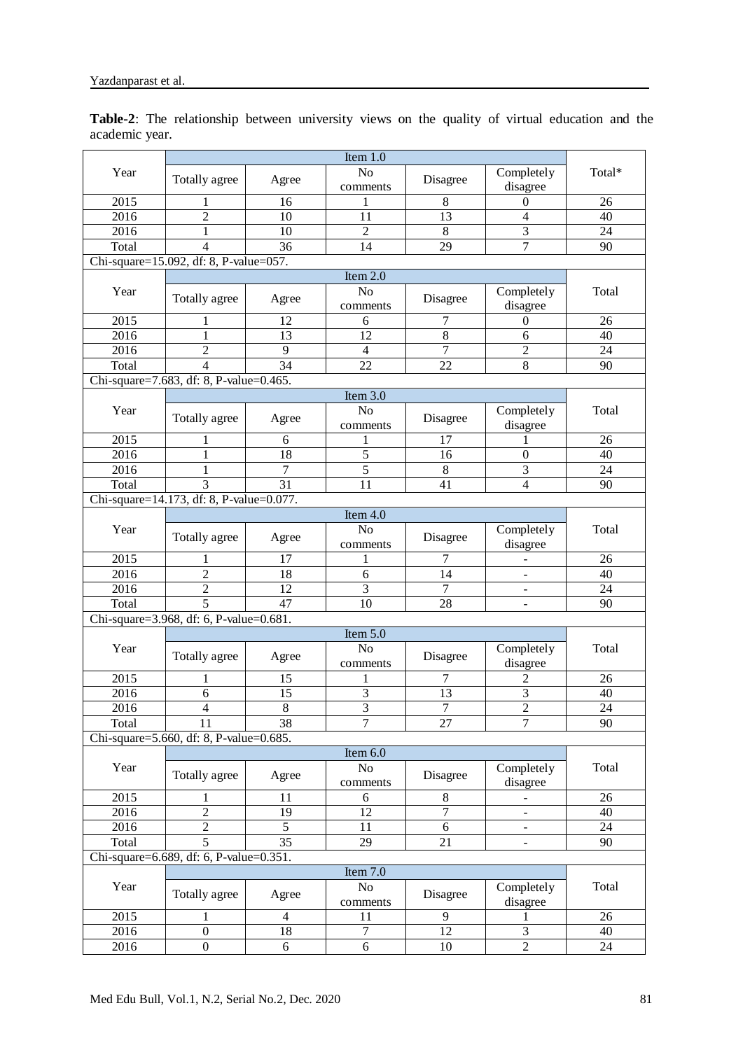**Table-2**: The relationship between university views on the quality of virtual education and the academic year.

| Year | Item 1.0 | | | | | Total* |
|---|---|---|---|---|---|---|
| | Totally agree | Agree | No comments | Disagree | Completely disagree | |
| 2015 | 1 | 16 | 1 | 8 | 0 | 26 |
| 2016 | 2 | 10 | 11 | 13 | 4 | 40 |
| 2016 | 1 | 10 | 2 | 8 | 3 | 24 |
| Total | 4 | 36 | 14 | 29 | 7 | 90 |
| Chi-square=15.092, df: 8, P-value=057. | | | | | | |
| Year | Item 2.0 | | | | | Total |
| | Totally agree | Agree | No comments | Disagree | Completely disagree | |
| 2015 | 1 | 12 | 6 | 7 | 0 | 26 |
| 2016 | 1 | 13 | 12 | 8 | 6 | 40 |
| 2016 | 2 | 9 | 4 | 7 | 2 | 24 |
| Total | 4 | 34 | 22 | 22 | 8 | 90 |
| Chi-square=7.683, df: 8, P-value=0.465. | | | | | | |
| Year | Item 3.0 | | | | | Total |
| | Totally agree | Agree | No comments | Disagree | Completely disagree | |
| 2015 | 1 | 6 | 1 | 17 | 1 | 26 |
| 2016 | 1 | 18 | 5 | 16 | 0 | 40 |
| 2016 | 1 | 7 | 5 | 8 | 3 | 24 |
| Total | 3 | 31 | 11 | 41 | 4 | 90 |
| Chi-square=14.173, df: 8, P-value=0.077. | | | | | | |
| Year | Item 4.0 | | | | | Total |
| | Totally agree | Agree | No comments | Disagree | Completely disagree | |
| 2015 | 1 | 17 | 1 | 7 | - | 26 |
| 2016 | 2 | 18 | 6 | 14 | - | 40 |
| 2016 | 2 | 12 | 3 | 7 | - | 24 |
| Total | 5 | 47 | 10 | 28 | - | 90 |
| Chi-square=3.968, df: 6, P-value=0.681. | | | | | | |
| Year | Item 5.0 | | | | | Total |
| | Totally agree | Agree | No comments | Disagree | Completely disagree | |
| 2015 | 1 | 15 | 1 | 7 | 2 | 26 |
| 2016 | 6 | 15 | 3 | 13 | 3 | 40 |
| 2016 | 4 | 8 | 3 | 7 | 2 | 24 |
| Total | 11 | 38 | 7 | 27 | 7 | 90 |
| Chi-square=5.660, df: 8, P-value=0.685. | | | | | | |
| Year | Item 6.0 | | | | | Total |
| | Totally agree | Agree | No comments | Disagree | Completely disagree | |
| 2015 | 1 | 11 | 6 | 8 | - | 26 |
| 2016 | 2 | 19 | 12 | 7 | - | 40 |
| 2016 | 2 | 5 | 11 | 6 | - | 24 |
| Total | 5 | 35 | 29 | 21 | - | 90 |
| Chi-square=6.689, df: 6, P-value=0.351. | | | | | | |
| Year | Item 7.0 | | | | | Total |
| | Totally agree | Agree | No comments | Disagree | Completely disagree | |
| 2015 | 1 | 4 | 11 | 9 | 1 | 26 |
| 2016 | 0 | 18 | 7 | 12 | 3 | 40 |
| 2016 | 0 | 6 | 6 | 10 | 2 | 24 |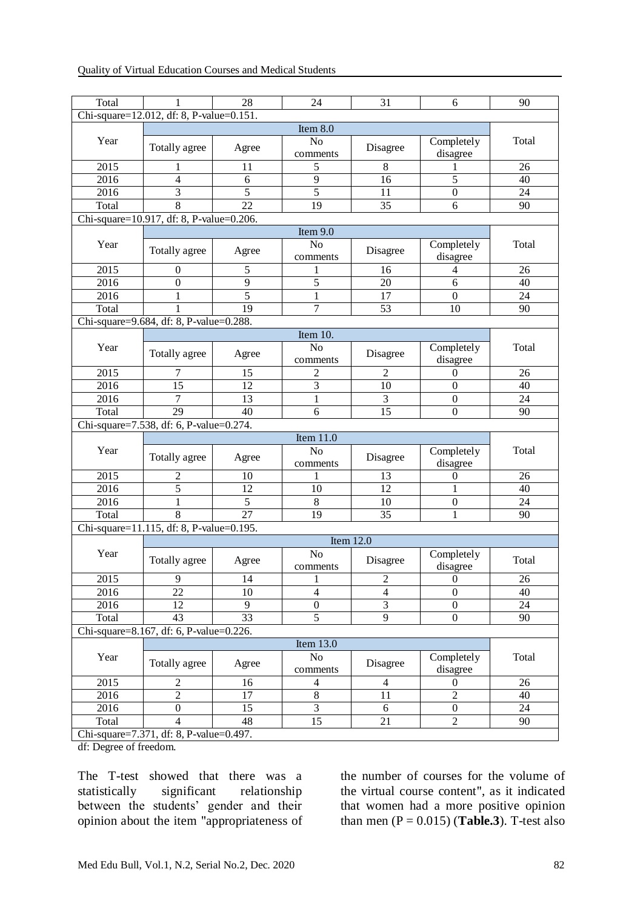| Year | | | | | | Total |
|---|---|---|---|---|---|---|
| Total | 1 | 28 | 24 | 31 | 6 | 90 |
| Chi-square=12.012, df: 8, P-value=0.151. | | | | | | |
| | Item 8.0 | | | | | |
| Year | Totally agree | Agree | No comments | Disagree | Completely disagree | Total |
| 2015 | 1 | 11 | 5 | 8 | 1 | 26 |
| 2016 | 4 | 6 | 9 | 16 | 5 | 40 |
| 2016 | 3 | 5 | 5 | 11 | 0 | 24 |
| Total | 8 | 22 | 19 | 35 | 6 | 90 |
| Chi-square=10.917, df: 8, P-value=0.206. | | | | | | |
| | Item 9.0 | | | | | |
| Year | Totally agree | Agree | No comments | Disagree | Completely disagree | Total |
| 2015 | 0 | 5 | 1 | 16 | 4 | 26 |
| 2016 | 0 | 9 | 5 | 20 | 6 | 40 |
| 2016 | 1 | 5 | 1 | 17 | 0 | 24 |
| Total | 1 | 19 | 7 | 53 | 10 | 90 |
| Chi-square=9.684, df: 8, P-value=0.288. | | | | | | |
| | Item 10. | | | | | |
| Year | Totally agree | Agree | No comments | Disagree | Completely disagree | Total |
| 2015 | 7 | 15 | 2 | 2 | 0 | 26 |
| 2016 | 15 | 12 | 3 | 10 | 0 | 40 |
| 2016 | 7 | 13 | 1 | 3 | 0 | 24 |
| Total | 29 | 40 | 6 | 15 | 0 | 90 |
| Chi-square=7.538, df: 6, P-value=0.274. | | | | | | |
| | Item 11.0 | | | | | |
| Year | Totally agree | Agree | No comments | Disagree | Completely disagree | Total |
| 2015 | 2 | 10 | 1 | 13 | 0 | 26 |
| 2016 | 5 | 12 | 10 | 12 | 1 | 40 |
| 2016 | 1 | 5 | 8 | 10 | 0 | 24 |
| Total | 8 | 27 | 19 | 35 | 1 | 90 |
| Chi-square=11.115, df: 8, P-value=0.195. | | | | | | |
| | Item 12.0 | | | | | |
| Year | Totally agree | Agree | No comments | Disagree | Completely disagree | Total |
| 2015 | 9 | 14 | 1 | 2 | 0 | 26 |
| 2016 | 22 | 10 | 4 | 4 | 0 | 40 |
| 2016 | 12 | 9 | 0 | 3 | 0 | 24 |
| Total | 43 | 33 | 5 | 9 | 0 | 90 |
| Chi-square=8.167, df: 6, P-value=0.226. | | | | | | |
| | Item 13.0 | | | | | |
| Year | Totally agree | Agree | No comments | Disagree | Completely disagree | Total |
| 2015 | 2 | 16 | 4 | 4 | 0 | 26 |
| 2016 | 2 | 17 | 8 | 11 | 2 | 40 |
| 2016 | 0 | 15 | 3 | 6 | 0 | 24 |
| Total | 4 | 48 | 15 | 21 | 2 | 90 |
| Chi-square=7.371, df: 8, P-value=0.497. | | | | | | |

df: Degree of freedom.

The T-test showed that there was a statistically significant relationship between the students' gender and their opinion about the item "appropriateness of the number of courses for the volume of the virtual course content", as it indicated that women had a more positive opinion than men (P = 0.015) (**Table.3**). T-test also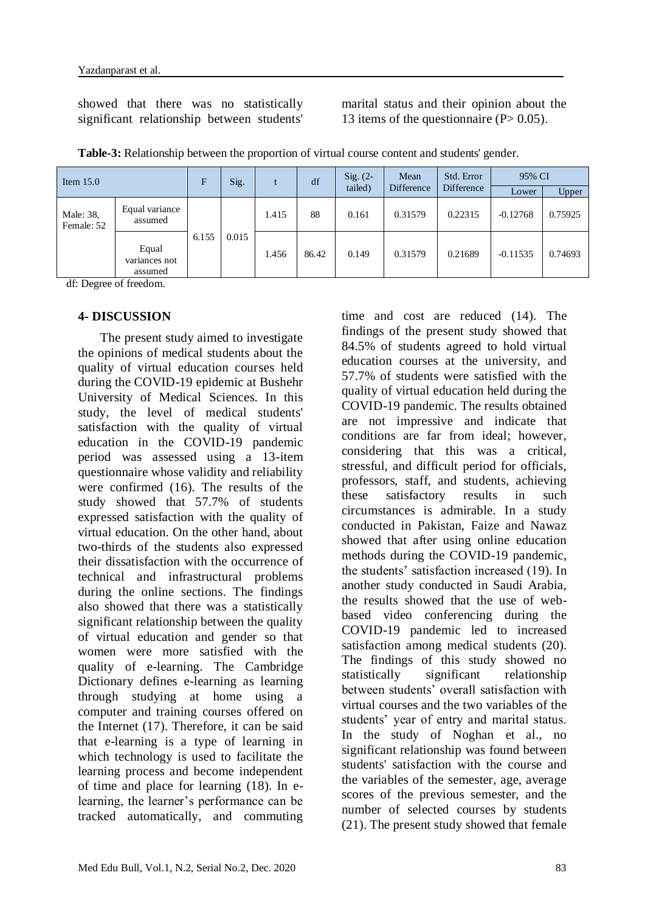showed that there was no statistically significant relationship between students' marital status and their opinion about the 13 items of the questionnaire (P> 0.05).

**Table-3:** Relationship between the proportion of virtual course content and students' gender.

| Item 15.0 | | F | Sig. | t | df | Sig. (2-tailed) | Mean Difference | Std. Error Difference | 95% CI | |
|---|---|---|---|---|---|---|---|---|---|---|
| | | | | | | | | | Lower | Upper |
| Male: 38, Female: 52 | Equal variance assumed | 6.155 | 0.015 | 1.415 | 88 | 0.161 | 0.31579 | 0.22315 | -0.12768 | 0.75925 |
| | Equal variances not assumed | | | 1.456 | 86.42 | 0.149 | 0.31579 | 0.21689 | -0.11535 | 0.74693 |

df: Degree of freedom.

## 4- DISCUSSION

The present study aimed to investigate the opinions of medical students about the quality of virtual education courses held during the COVID-19 epidemic at Bushehr University of Medical Sciences. In this study, the level of medical students' satisfaction with the quality of virtual education in the COVID-19 pandemic period was assessed using a 13-item questionnaire whose validity and reliability were confirmed (16). The results of the study showed that 57.7% of students expressed satisfaction with the quality of virtual education. On the other hand, about two-thirds of the students also expressed their dissatisfaction with the occurrence of technical and infrastructural problems during the online sections. The findings also showed that there was a statistically significant relationship between the quality of virtual education and gender so that women were more satisfied with the quality of e-learning. The Cambridge Dictionary defines e-learning as learning through studying at home using a computer and training courses offered on the Internet (17). Therefore, it can be said that e-learning is a type of learning in which technology is used to facilitate the learning process and become independent of time and place for learning (18). In e-learning, the learner's performance can be tracked automatically, and commuting time and cost are reduced (14). The findings of the present study showed that 84.5% of students agreed to hold virtual education courses at the university, and 57.7% of students were satisfied with the quality of virtual education held during the COVID-19 pandemic. The results obtained are not impressive and indicate that conditions are far from ideal; however, considering that this was a critical, stressful, and difficult period for officials, professors, staff, and students, achieving these satisfactory results in such circumstances is admirable. In a study conducted in Pakistan, Faize and Nawaz showed that after using online education methods during the COVID-19 pandemic, the students' satisfaction increased (19). In another study conducted in Saudi Arabia, the results showed that the use of web-based video conferencing during the COVID-19 pandemic led to increased satisfaction among medical students (20). The findings of this study showed no statistically significant relationship between students' overall satisfaction with virtual courses and the two variables of the students' year of entry and marital status. In the study of Noghan et al., no significant relationship was found between students' satisfaction with the course and the variables of the semester, age, average scores of the previous semester, and the number of selected courses by students (21). The present study showed that female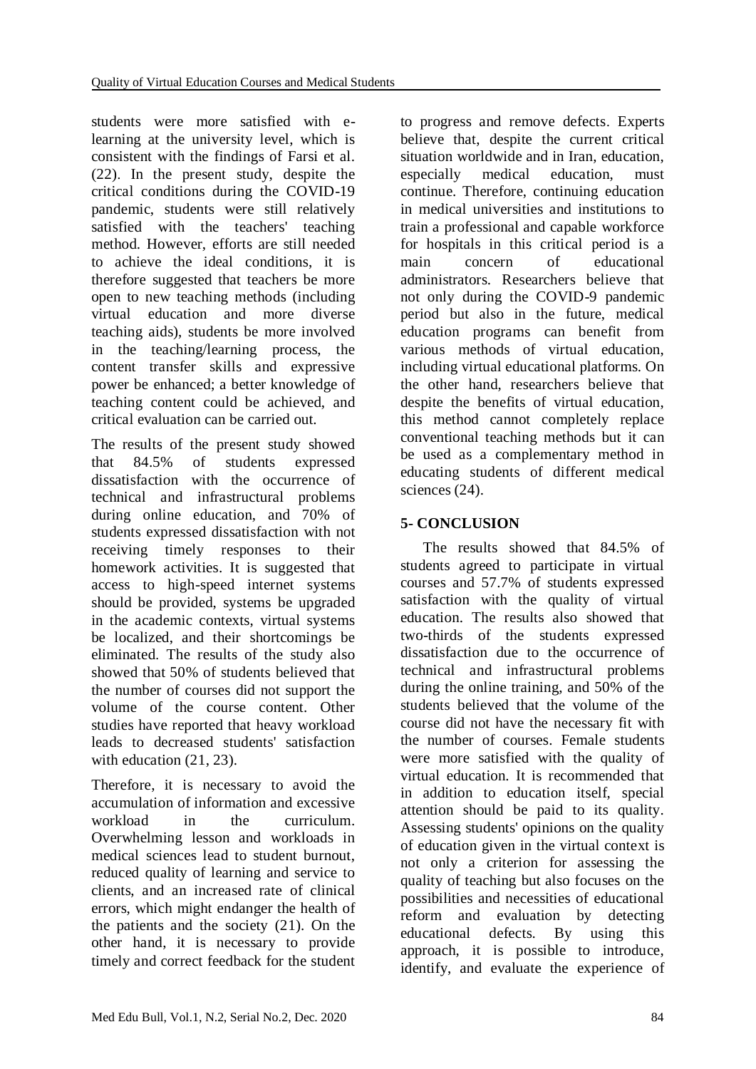students were more satisfied with e-learning at the university level, which is consistent with the findings of Farsi et al. (22). In the present study, despite the critical conditions during the COVID-19 pandemic, students were still relatively satisfied with the teachers' teaching method. However, efforts are still needed to achieve the ideal conditions, it is therefore suggested that teachers be more open to new teaching methods (including virtual education and more diverse teaching aids), students be more involved in the teaching/learning process, the content transfer skills and expressive power be enhanced; a better knowledge of teaching content could be achieved, and critical evaluation can be carried out.

The results of the present study showed that 84.5% of students expressed dissatisfaction with the occurrence of technical and infrastructural problems during online education, and 70% of students expressed dissatisfaction with not receiving timely responses to their homework activities. It is suggested that access to high-speed internet systems should be provided, systems be upgraded in the academic contexts, virtual systems be localized, and their shortcomings be eliminated. The results of the study also showed that 50% of students believed that the number of courses did not support the volume of the course content. Other studies have reported that heavy workload leads to decreased students' satisfaction with education (21, 23).

Therefore, it is necessary to avoid the accumulation of information and excessive workload in the curriculum. Overwhelming lesson and workloads in medical sciences lead to student burnout, reduced quality of learning and service to clients, and an increased rate of clinical errors, which might endanger the health of the patients and the society (21). On the other hand, it is necessary to provide timely and correct feedback for the student to progress and remove defects. Experts believe that, despite the current critical situation worldwide and in Iran, education, especially medical education, must continue. Therefore, continuing education in medical universities and institutions to train a professional and capable workforce for hospitals in this critical period is a main concern of educational administrators. Researchers believe that not only during the COVID-9 pandemic period but also in the future, medical education programs can benefit from various methods of virtual education, including virtual educational platforms. On the other hand, researchers believe that despite the benefits of virtual education, this method cannot completely replace conventional teaching methods but it can be used as a complementary method in educating students of different medical sciences (24).

## 5- CONCLUSION

The results showed that 84.5% of students agreed to participate in virtual courses and 57.7% of students expressed satisfaction with the quality of virtual education. The results also showed that two-thirds of the students expressed dissatisfaction due to the occurrence of technical and infrastructural problems during the online training, and 50% of the students believed that the volume of the course did not have the necessary fit with the number of courses. Female students were more satisfied with the quality of virtual education. It is recommended that in addition to education itself, special attention should be paid to its quality. Assessing students' opinions on the quality of education given in the virtual context is not only a criterion for assessing the quality of teaching but also focuses on the possibilities and necessities of educational reform and evaluation by detecting educational defects. By using this approach, it is possible to introduce, identify, and evaluate the experience of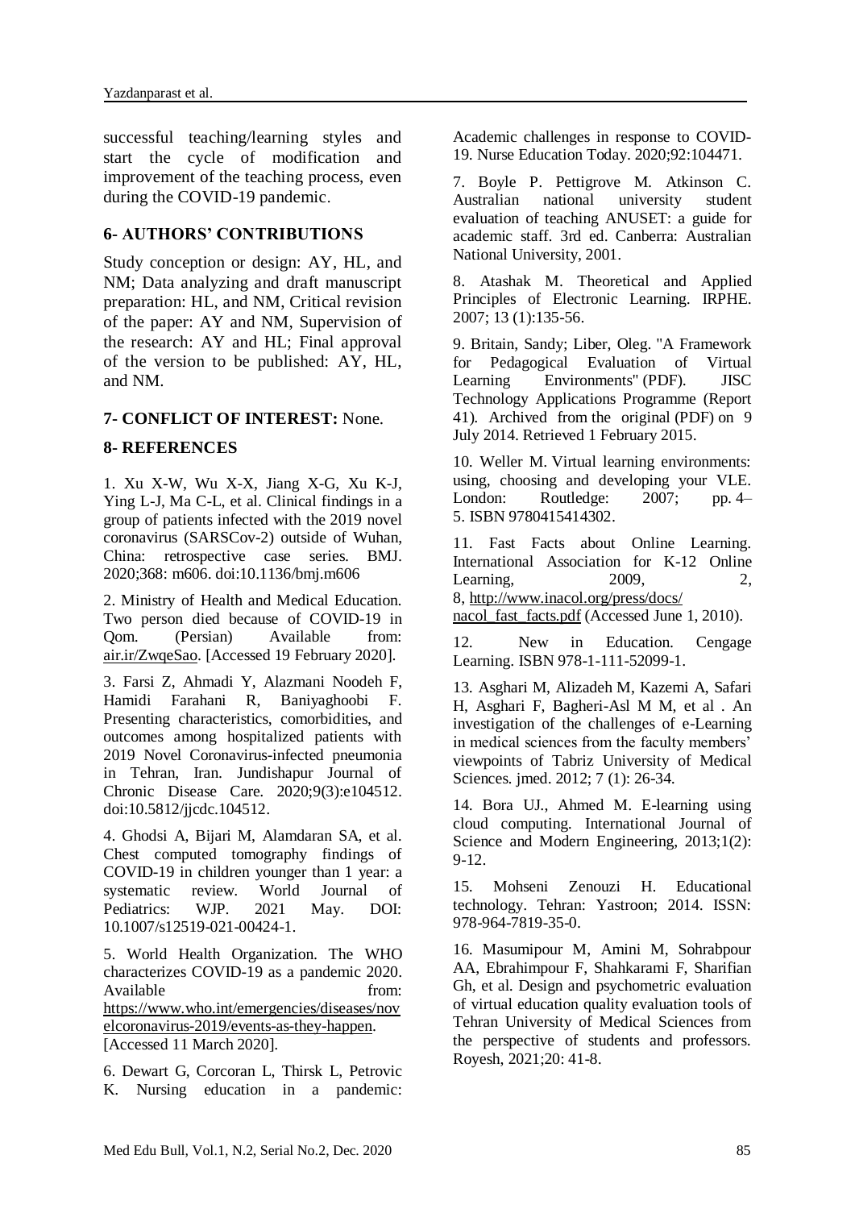successful teaching/learning styles and start the cycle of modification and improvement of the teaching process, even during the COVID-19 pandemic.

## 6- AUTHORS' CONTRIBUTIONS

Study conception or design: AY, HL, and NM; Data analyzing and draft manuscript preparation: HL, and NM, Critical revision of the paper: AY and NM, Supervision of the research: AY and HL; Final approval of the version to be published: AY, HL, and NM.

## 7- CONFLICT OF INTEREST: None.

## 8- REFERENCES

1. Xu X-W, Wu X-X, Jiang X-G, Xu K-J, Ying L-J, Ma C-L, et al. Clinical findings in a group of patients infected with the 2019 novel coronavirus (SARSCov-2) outside of Wuhan, China: retrospective case series. BMJ. 2020;368: m606. doi:10.1136/bmj.m606

2. Ministry of Health and Medical Education. Two person died because of COVID-19 in Qom. (Persian) Available from: air.ir/ZwqeSao. [Accessed 19 February 2020].

3. Farsi Z, Ahmadi Y, Alazmani Noodeh F, Hamidi Farahani R, Baniyaghoobi F. Presenting characteristics, comorbidities, and outcomes among hospitalized patients with 2019 Novel Coronavirus-infected pneumonia in Tehran, Iran. Jundishapur Journal of Chronic Disease Care. 2020;9(3):e104512. doi:10.5812/jjcdc.104512.

4. Ghodsi A, Bijari M, Alamdaran SA, et al. Chest computed tomography findings of COVID-19 in children younger than 1 year: a systematic review. World Journal of Pediatrics: WJP. 2021 May. DOI: 10.1007/s12519-021-00424-1.

5. World Health Organization. The WHO characterizes COVID-19 as a pandemic 2020. Available from: https://www.who.int/emergencies/diseases/novelcoronavirus-2019/events-as-they-happen. [Accessed 11 March 2020].

6. Dewart G, Corcoran L, Thirsk L, Petrovic K. Nursing education in a pandemic: Academic challenges in response to COVID-19. Nurse Education Today. 2020;92:104471.

7. Boyle P. Pettigrove M. Atkinson C. Australian national university student evaluation of teaching ANUSET: a guide for academic staff. 3rd ed. Canberra: Australian National University, 2001.

8. Atashak M. Theoretical and Applied Principles of Electronic Learning. IRPHE. 2007; 13 (1):135-56.

9. Britain, Sandy; Liber, Oleg. "A Framework for Pedagogical Evaluation of Virtual Learning Environments" (PDF). JISC Technology Applications Programme (Report 41). Archived from the original (PDF) on 9 July 2014. Retrieved 1 February 2015.

10. Weller M. Virtual learning environments: using, choosing and developing your VLE. London: Routledge: 2007; pp. 4–5. ISBN 9780415414302.

11. Fast Facts about Online Learning. International Association for K-12 Online Learning, 2009, 2, 8, http://www.inacol.org/press/docs/nacol_fast_facts.pdf (Accessed June 1, 2010).

12. New in Education. Cengage Learning. ISBN 978-1-111-52099-1.

13. Asghari M, Alizadeh M, Kazemi A, Safari H, Asghari F, Bagheri-Asl M M, et al . An investigation of the challenges of e-Learning in medical sciences from the faculty members' viewpoints of Tabriz University of Medical Sciences. jmed. 2012; 7 (1): 26-34.

14. Bora UJ., Ahmed M. E-learning using cloud computing. International Journal of Science and Modern Engineering, 2013;1(2): 9-12.

15. Mohseni Zenouzi H. Educational technology. Tehran: Yastroon; 2014. ISSN: 978-964-7819-35-0.

16. Masumipour M, Amini M, Sohrabpour AA, Ebrahimpour F, Shahkarami F, Sharifian Gh, et al. Design and psychometric evaluation of virtual education quality evaluation tools of Tehran University of Medical Sciences from the perspective of students and professors. Royesh, 2021;20: 41-8.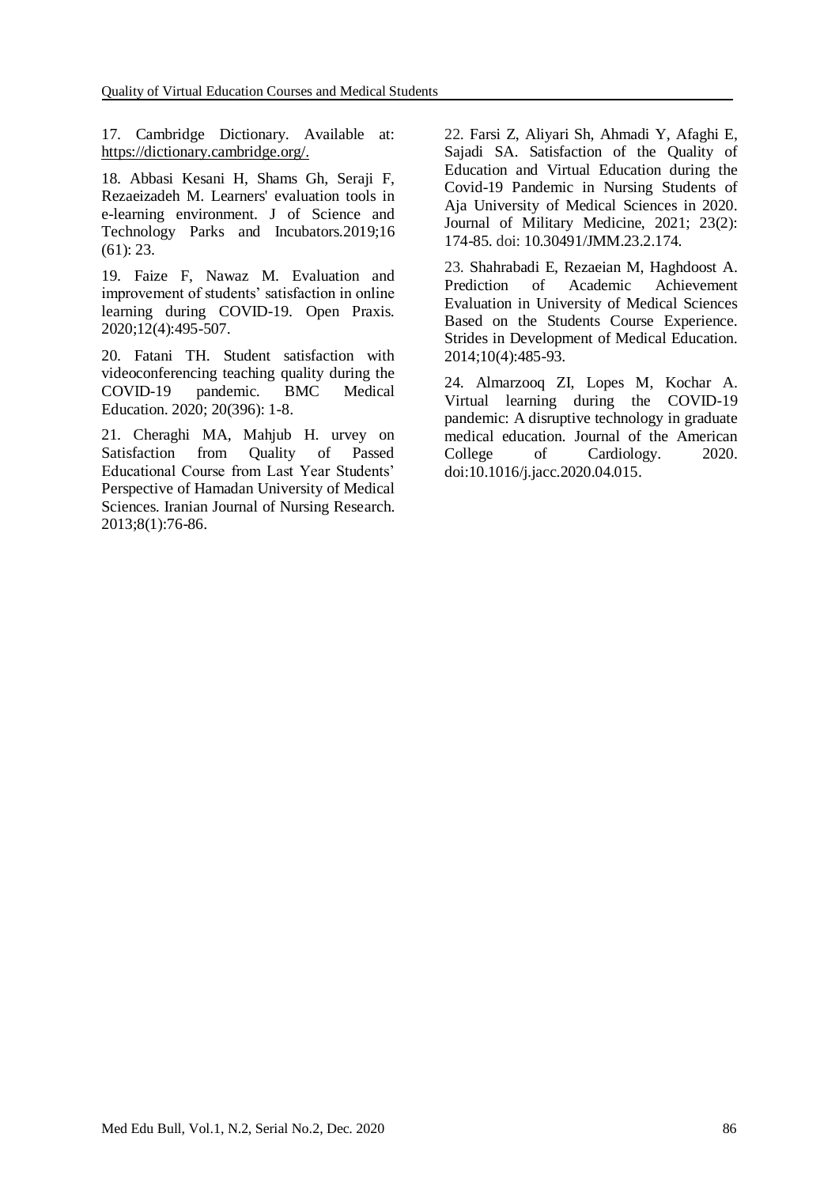17. Cambridge Dictionary. Available at: https://dictionary.cambridge.org/.

18. Abbasi Kesani H, Shams Gh, Seraji F, Rezaeizadeh M. Learners' evaluation tools in e-learning environment. J of Science and Technology Parks and Incubators.2019;16 (61): 23.

19. Faize F, Nawaz M. Evaluation and improvement of students' satisfaction in online learning during COVID-19. Open Praxis. 2020;12(4):495-507.

20. Fatani TH. Student satisfaction with videoconferencing teaching quality during the COVID-19 pandemic. BMC Medical Education. 2020; 20(396): 1-8.

21. Cheraghi MA, Mahjub H. urvey on Satisfaction from Quality of Passed Educational Course from Last Year Students' Perspective of Hamadan University of Medical Sciences. Iranian Journal of Nursing Research. 2013;8(1):76-86.

22. Farsi Z, Aliyari Sh, Ahmadi Y, Afaghi E, Sajadi SA. Satisfaction of the Quality of Education and Virtual Education during the Covid-19 Pandemic in Nursing Students of Aja University of Medical Sciences in 2020. Journal of Military Medicine, 2021; 23(2): 174-85. doi: 10.30491/JMM.23.2.174.

23. Shahrabadi E, Rezaeian M, Haghdoost A. Prediction of Academic Achievement Evaluation in University of Medical Sciences Based on the Students Course Experience. Strides in Development of Medical Education. 2014;10(4):485-93.

24. Almarzooq ZI, Lopes M, Kochar A. Virtual learning during the COVID-19 pandemic: A disruptive technology in graduate medical education. Journal of the American College of Cardiology. 2020. doi:10.1016/j.jacc.2020.04.015.